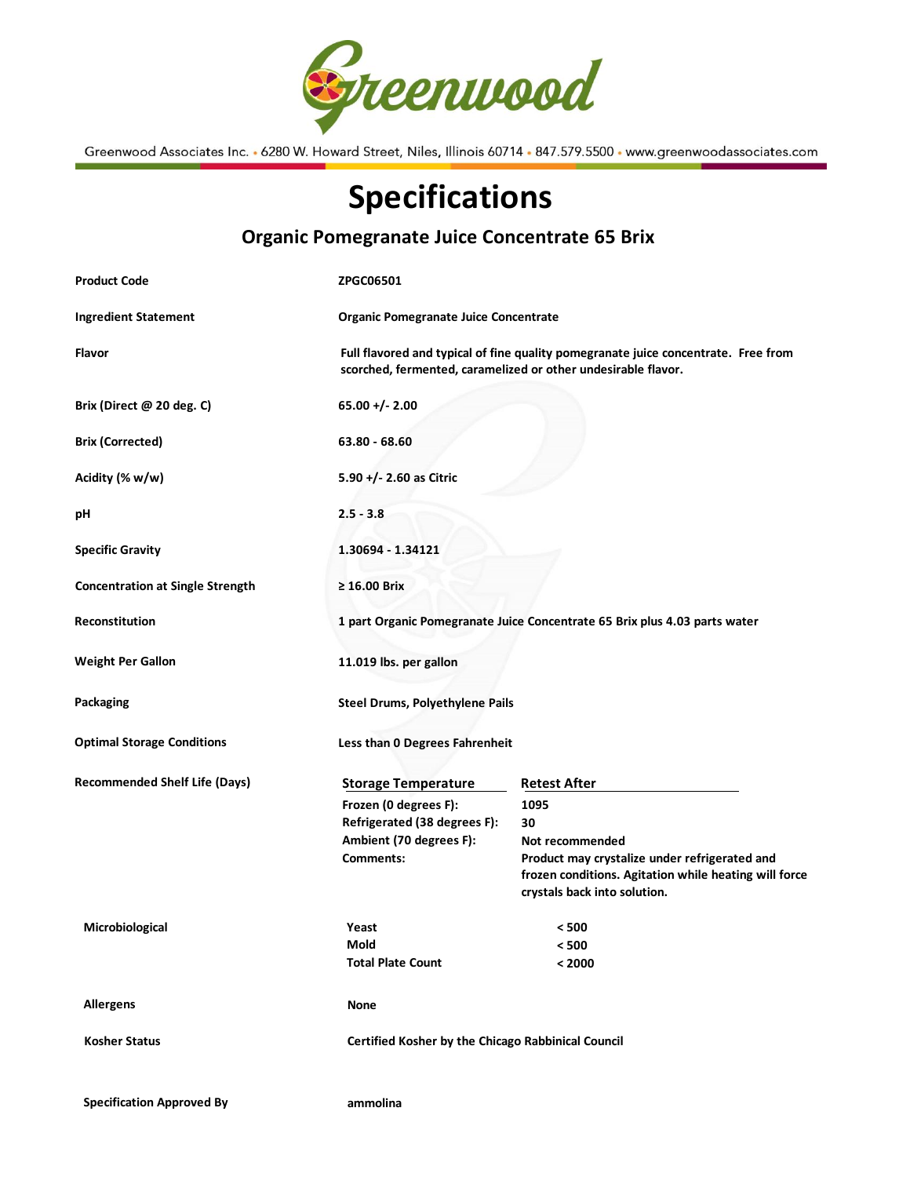# Greenwood

Greenwood Associates Inc. • 6280 W. Howard Street, Niles, Illinois 60714 • 847.579.5500 • www.greenwoodassociates.com

# Specifications

## Organic Pomegranate Juice Concentrate 65 Brix

| | |
|---|---|
| **Product Code** | **ZPGC06501** |
| **Ingredient Statement** | **Organic Pomegranate Juice Concentrate** |
| **Flavor** | **Full flavored and typical of fine quality pomegranate juice concentrate. Free from scorched, fermented, caramelized or other undesirable flavor.** |
| **Brix (Direct @ 20 deg. C)** | **65.00 +/- 2.00** |
| **Brix (Corrected)** | **63.80 - 68.60** |
| **Acidity (% w/w)** | **5.90 +/- 2.60 as Citric** |
| **pH** | **2.5 - 3.8** |
| **Specific Gravity** | **1.30694 - 1.34121** |
| **Concentration at Single Strength** | **≥ 16.00 Brix** |
| **Reconstitution** | **1 part Organic Pomegranate Juice Concentrate 65 Brix plus 4.03 parts water** |
| **Weight Per Gallon** | **11.019 lbs. per gallon** |
| **Packaging** | **Steel Drums, Polyethylene Pails** |
| **Optimal Storage Conditions** | **Less than 0 Degrees Fahrenheit** |

**Recommended Shelf Life (Days)**

| Storage Temperature | Retest After |
|---|---|
| Frozen (0 degrees F): | 1095 |
| Refrigerated (38 degrees F): | 30 |
| Ambient (70 degrees F): | Not recommended |
| Comments: | Product may crystalize under refrigerated and frozen conditions. Agitation while heating will force crystals back into solution. |

**Microbiological**

| | |
|---|---|
| Yeast | < 500 |
| Mold | < 500 |
| Total Plate Count | < 2000 |

| | |
|---|---|
| **Allergens** | **None** |
| **Kosher Status** | **Certified Kosher by the Chicago Rabbinical Council** |
| **Specification Approved By** | **ammolina** |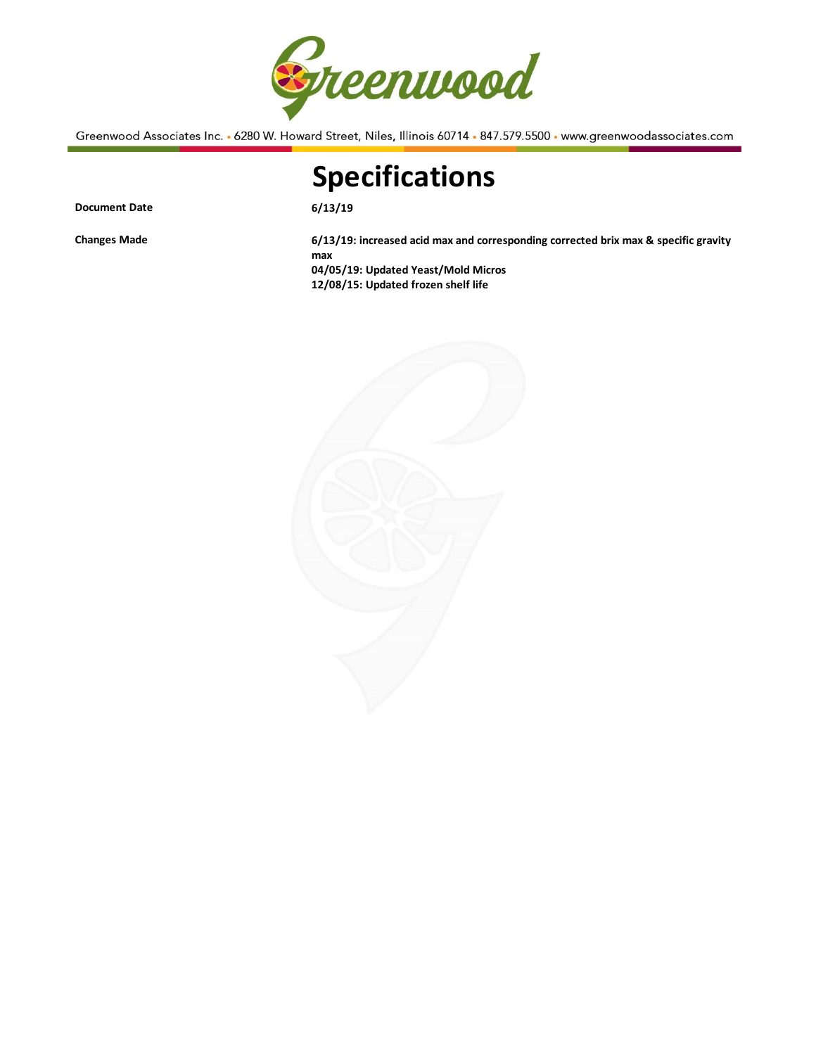# Specifications

| | |
|---|---|
| **Document Date** | **6/13/19** |
| **Changes Made** | **6/13/19: increased acid max and corresponding corrected brix max & specific gravity max**<br>**04/05/19: Updated Yeast/Mold Micros**<br>**12/08/15: Updated frozen shelf life** |